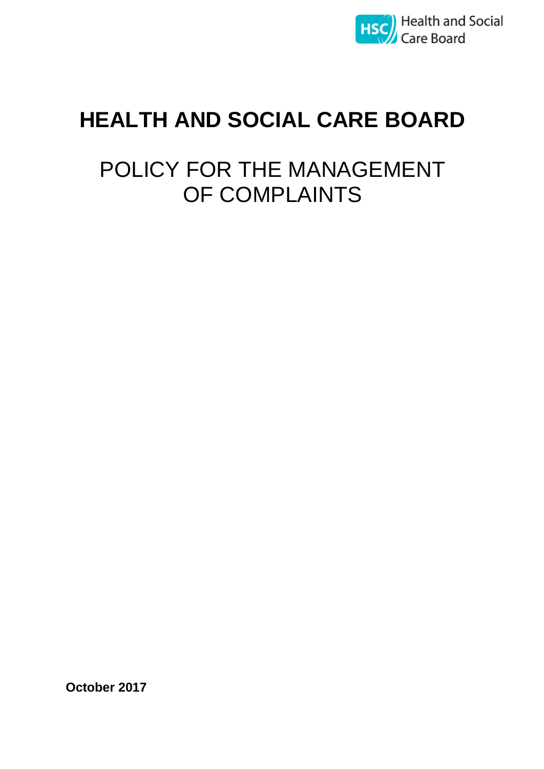Health and Social Care Board

# HEALTH AND SOCIAL CARE BOARD

## POLICY FOR THE MANAGEMENT OF COMPLAINTS

**October 2017**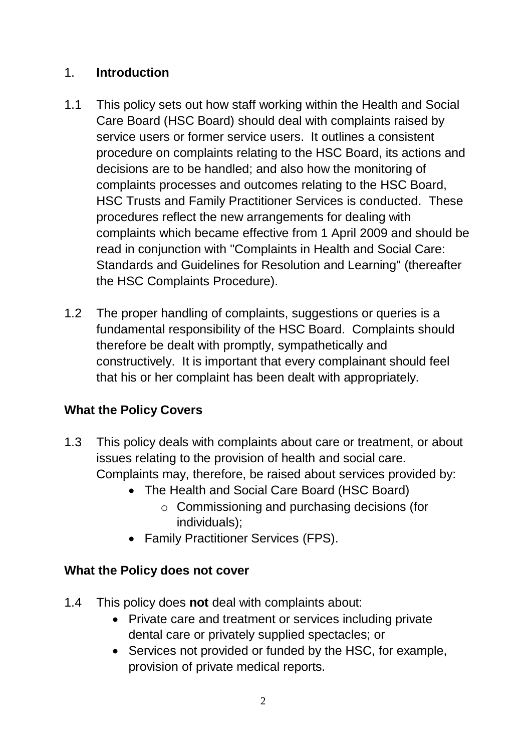## 1. Introduction

1.1 This policy sets out how staff working within the Health and Social Care Board (HSC Board) should deal with complaints raised by service users or former service users. It outlines a consistent procedure on complaints relating to the HSC Board, its actions and decisions are to be handled; and also how the monitoring of complaints processes and outcomes relating to the HSC Board, HSC Trusts and Family Practitioner Services is conducted. These procedures reflect the new arrangements for dealing with complaints which became effective from 1 April 2009 and should be read in conjunction with "Complaints in Health and Social Care: Standards and Guidelines for Resolution and Learning" (thereafter the HSC Complaints Procedure).

1.2 The proper handling of complaints, suggestions or queries is a fundamental responsibility of the HSC Board. Complaints should therefore be dealt with promptly, sympathetically and constructively. It is important that every complainant should feel that his or her complaint has been dealt with appropriately.

### What the Policy Covers

1.3 This policy deals with complaints about care or treatment, or about issues relating to the provision of health and social care. Complaints may, therefore, be raised about services provided by:

- The Health and Social Care Board (HSC Board)
  - Commissioning and purchasing decisions (for individuals);
- Family Practitioner Services (FPS).

### What the Policy does not cover

1.4 This policy does **not** deal with complaints about:

- Private care and treatment or services including private dental care or privately supplied spectacles; or
- Services not provided or funded by the HSC, for example, provision of private medical reports.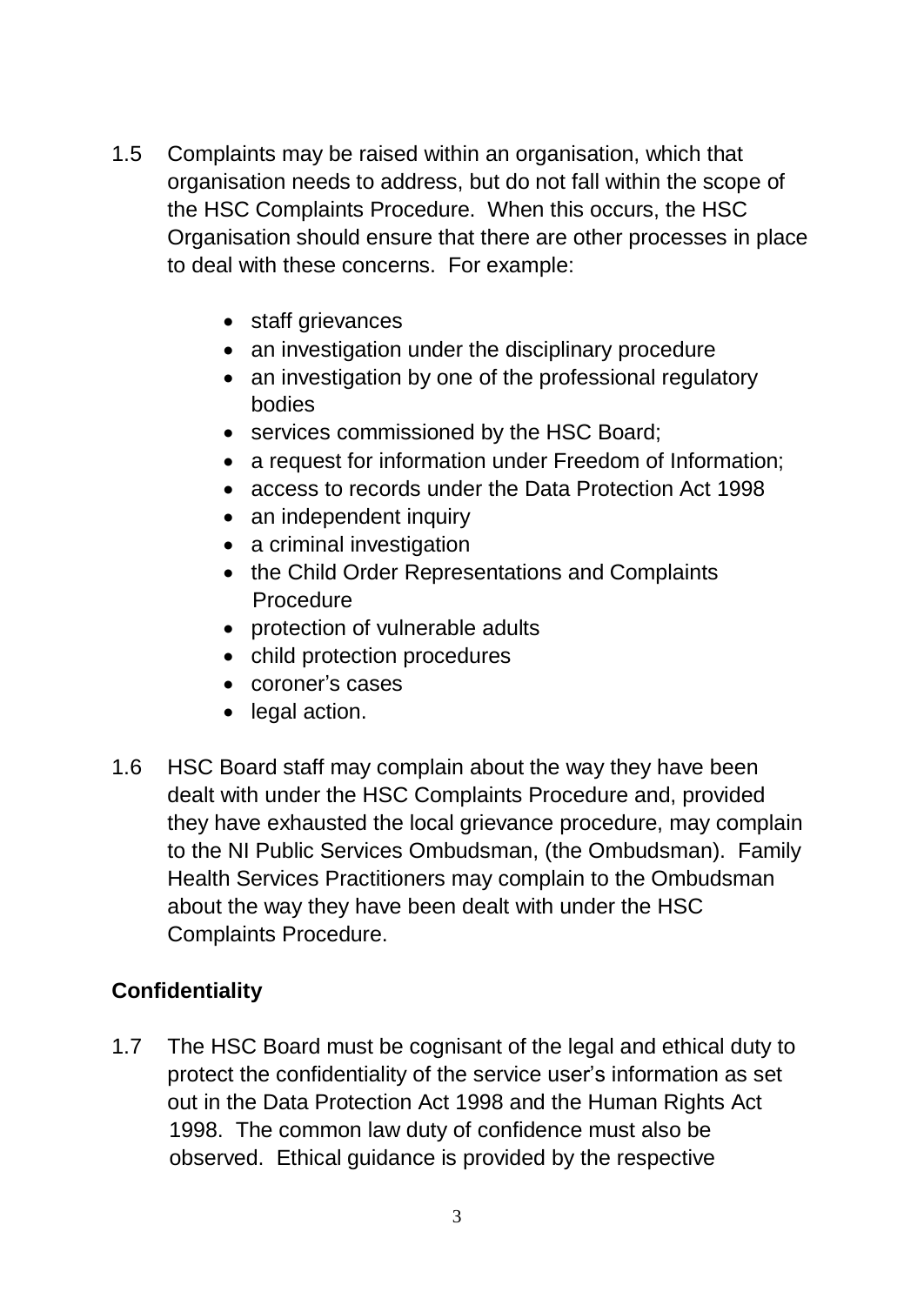1.5 Complaints may be raised within an organisation, which that organisation needs to address, but do not fall within the scope of the HSC Complaints Procedure. When this occurs, the HSC Organisation should ensure that there are other processes in place to deal with these concerns. For example:

- staff grievances
- an investigation under the disciplinary procedure
- an investigation by one of the professional regulatory bodies
- services commissioned by the HSC Board;
- a request for information under Freedom of Information;
- access to records under the Data Protection Act 1998
- an independent inquiry
- a criminal investigation
- the Child Order Representations and Complaints Procedure
- protection of vulnerable adults
- child protection procedures
- coroner's cases
- legal action.

1.6 HSC Board staff may complain about the way they have been dealt with under the HSC Complaints Procedure and, provided they have exhausted the local grievance procedure, may complain to the NI Public Services Ombudsman, (the Ombudsman). Family Health Services Practitioners may complain to the Ombudsman about the way they have been dealt with under the HSC Complaints Procedure.

## Confidentiality

1.7 The HSC Board must be cognisant of the legal and ethical duty to protect the confidentiality of the service user's information as set out in the Data Protection Act 1998 and the Human Rights Act 1998. The common law duty of confidence must also be observed. Ethical guidance is provided by the respective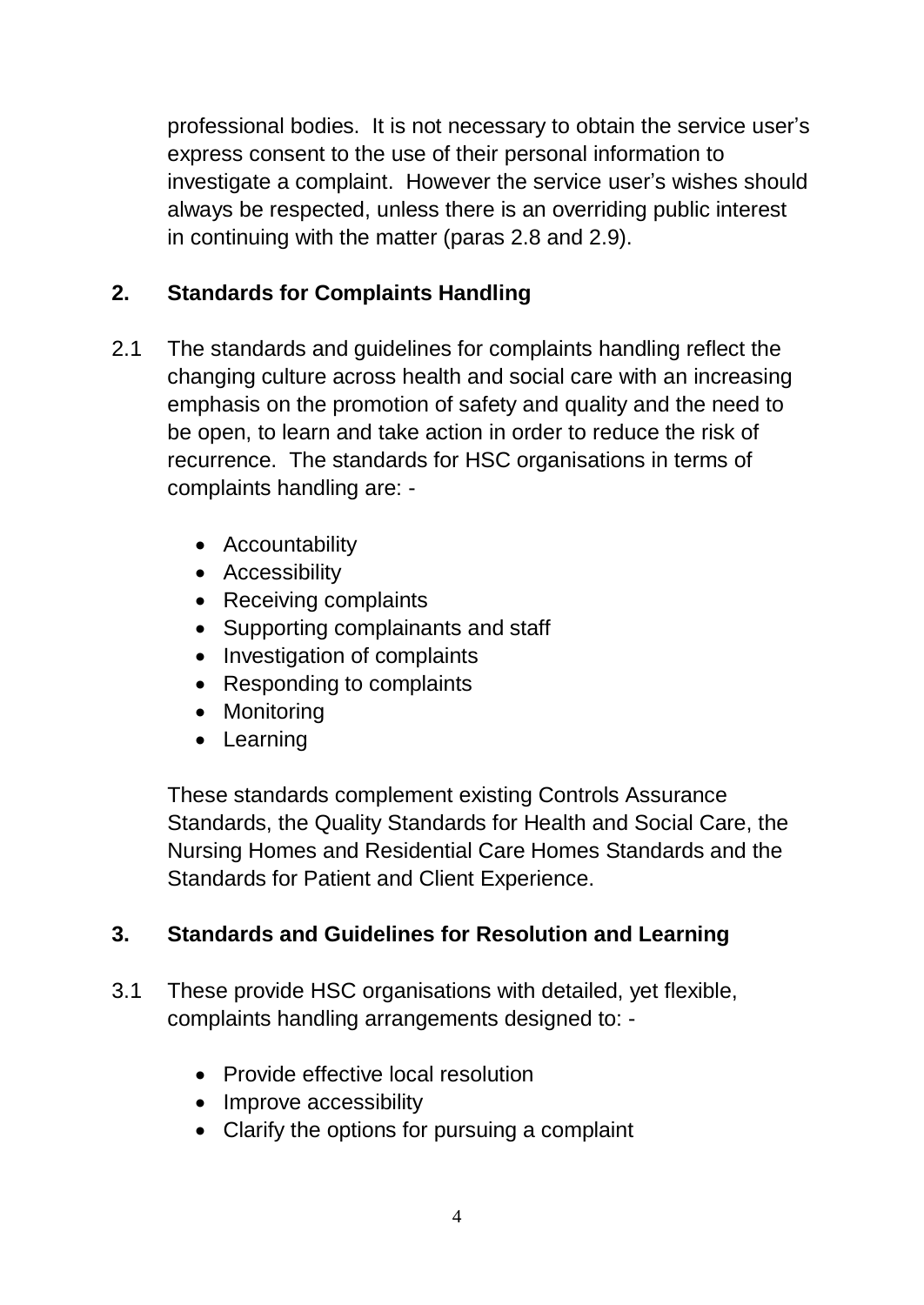professional bodies. It is not necessary to obtain the service user's express consent to the use of their personal information to investigate a complaint. However the service user's wishes should always be respected, unless there is an overriding public interest in continuing with the matter (paras 2.8 and 2.9).

## 2. Standards for Complaints Handling

2.1 The standards and guidelines for complaints handling reflect the changing culture across health and social care with an increasing emphasis on the promotion of safety and quality and the need to be open, to learn and take action in order to reduce the risk of recurrence. The standards for HSC organisations in terms of complaints handling are: -

- Accountability
- Accessibility
- Receiving complaints
- Supporting complainants and staff
- Investigation of complaints
- Responding to complaints
- Monitoring
- Learning

These standards complement existing Controls Assurance Standards, the Quality Standards for Health and Social Care, the Nursing Homes and Residential Care Homes Standards and the Standards for Patient and Client Experience.

## 3. Standards and Guidelines for Resolution and Learning

3.1 These provide HSC organisations with detailed, yet flexible, complaints handling arrangements designed to: -

- Provide effective local resolution
- Improve accessibility
- Clarify the options for pursuing a complaint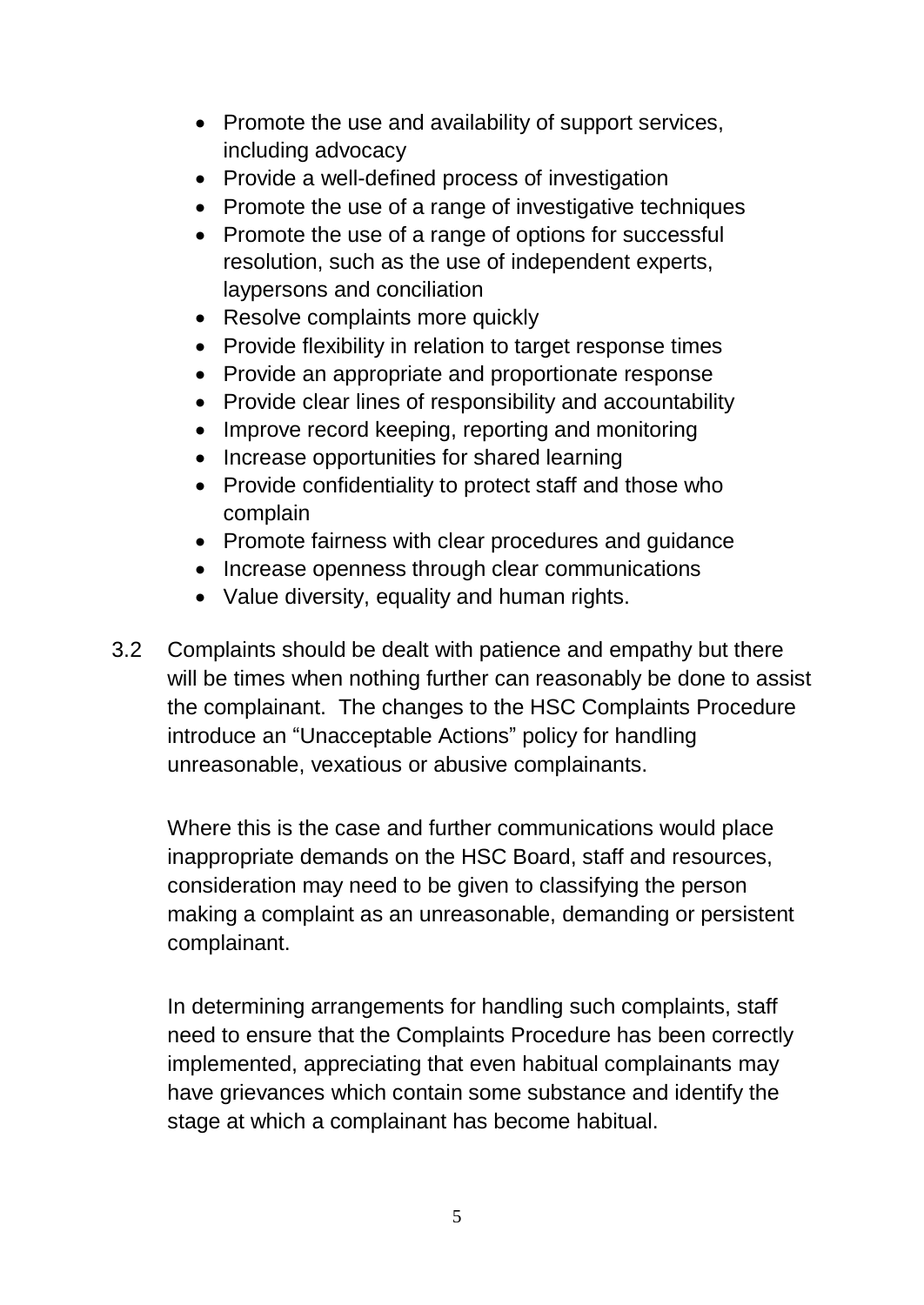- Promote the use and availability of support services, including advocacy
- Provide a well-defined process of investigation
- Promote the use of a range of investigative techniques
- Promote the use of a range of options for successful resolution, such as the use of independent experts, laypersons and conciliation
- Resolve complaints more quickly
- Provide flexibility in relation to target response times
- Provide an appropriate and proportionate response
- Provide clear lines of responsibility and accountability
- Improve record keeping, reporting and monitoring
- Increase opportunities for shared learning
- Provide confidentiality to protect staff and those who complain
- Promote fairness with clear procedures and guidance
- Increase openness through clear communications
- Value diversity, equality and human rights.

3.2 Complaints should be dealt with patience and empathy but there will be times when nothing further can reasonably be done to assist the complainant. The changes to the HSC Complaints Procedure introduce an "Unacceptable Actions" policy for handling unreasonable, vexatious or abusive complainants.

Where this is the case and further communications would place inappropriate demands on the HSC Board, staff and resources, consideration may need to be given to classifying the person making a complaint as an unreasonable, demanding or persistent complainant.

In determining arrangements for handling such complaints, staff need to ensure that the Complaints Procedure has been correctly implemented, appreciating that even habitual complainants may have grievances which contain some substance and identify the stage at which a complainant has become habitual.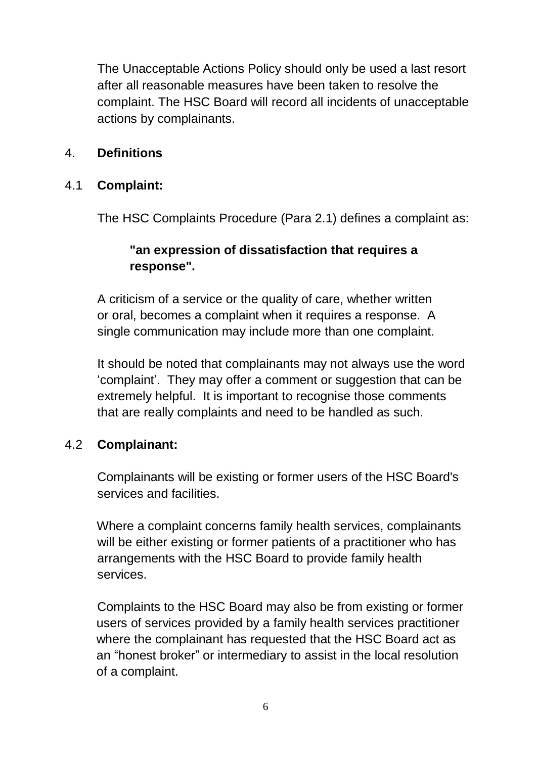The Unacceptable Actions Policy should only be used a last resort after all reasonable measures have been taken to resolve the complaint. The HSC Board will record all incidents of unacceptable actions by complainants.

## 4. Definitions

### 4.1 Complaint:

The HSC Complaints Procedure (Para 2.1) defines a complaint as:

> **"an expression of dissatisfaction that requires a response".**

A criticism of a service or the quality of care, whether written or oral, becomes a complaint when it requires a response. A single communication may include more than one complaint.

It should be noted that complainants may not always use the word 'complaint'. They may offer a comment or suggestion that can be extremely helpful. It is important to recognise those comments that are really complaints and need to be handled as such.

### 4.2 Complainant:

Complainants will be existing or former users of the HSC Board's services and facilities.

Where a complaint concerns family health services, complainants will be either existing or former patients of a practitioner who has arrangements with the HSC Board to provide family health services.

Complaints to the HSC Board may also be from existing or former users of services provided by a family health services practitioner where the complainant has requested that the HSC Board act as an "honest broker" or intermediary to assist in the local resolution of a complaint.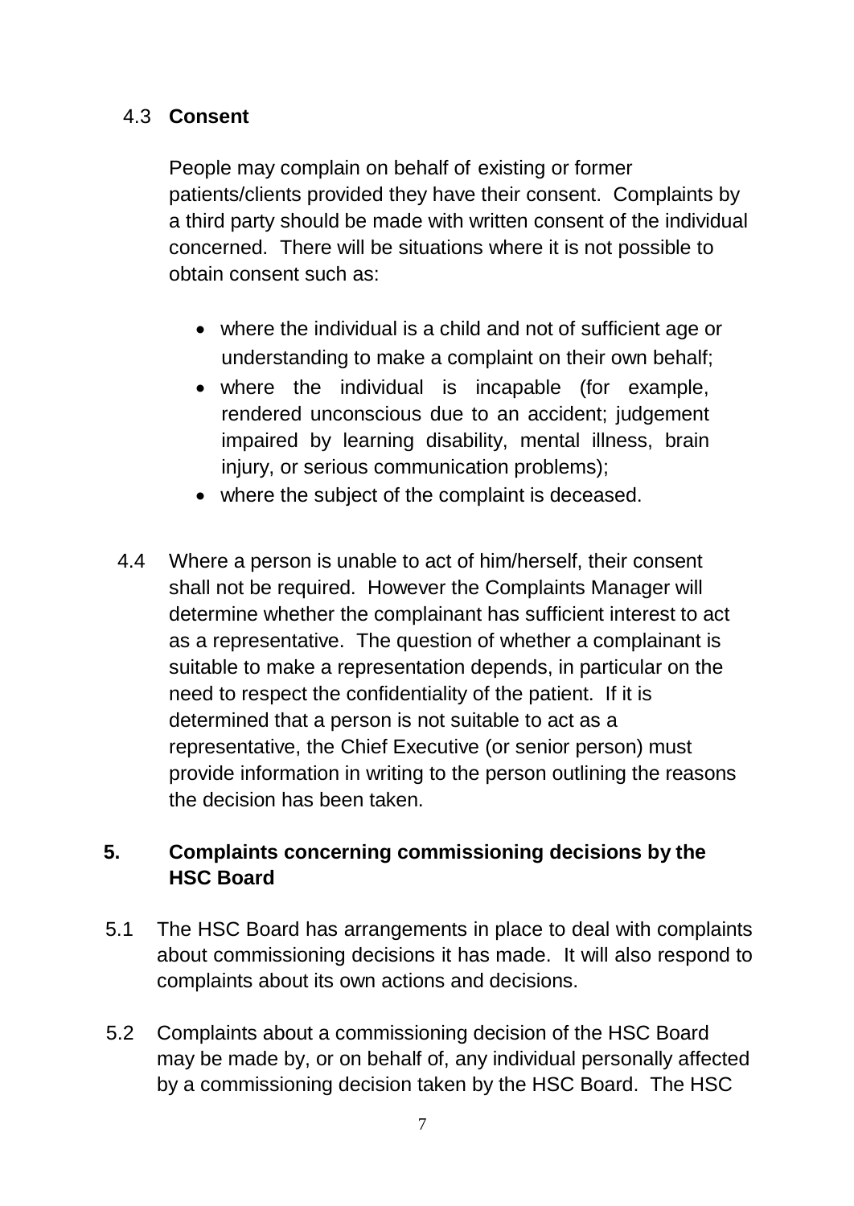### 4.3 Consent

People may complain on behalf of existing or former patients/clients provided they have their consent. Complaints by a third party should be made with written consent of the individual concerned. There will be situations where it is not possible to obtain consent such as:

- where the individual is a child and not of sufficient age or understanding to make a complaint on their own behalf;
- where the individual is incapable (for example, rendered unconscious due to an accident; judgement impaired by learning disability, mental illness, brain injury, or serious communication problems);
- where the subject of the complaint is deceased.

4.4 Where a person is unable to act of him/herself, their consent shall not be required. However the Complaints Manager will determine whether the complainant has sufficient interest to act as a representative. The question of whether a complainant is suitable to make a representation depends, in particular on the need to respect the confidentiality of the patient. If it is determined that a person is not suitable to act as a representative, the Chief Executive (or senior person) must provide information in writing to the person outlining the reasons the decision has been taken.

## 5. Complaints concerning commissioning decisions by the HSC Board

5.1 The HSC Board has arrangements in place to deal with complaints about commissioning decisions it has made. It will also respond to complaints about its own actions and decisions.

5.2 Complaints about a commissioning decision of the HSC Board may be made by, or on behalf of, any individual personally affected by a commissioning decision taken by the HSC Board. The HSC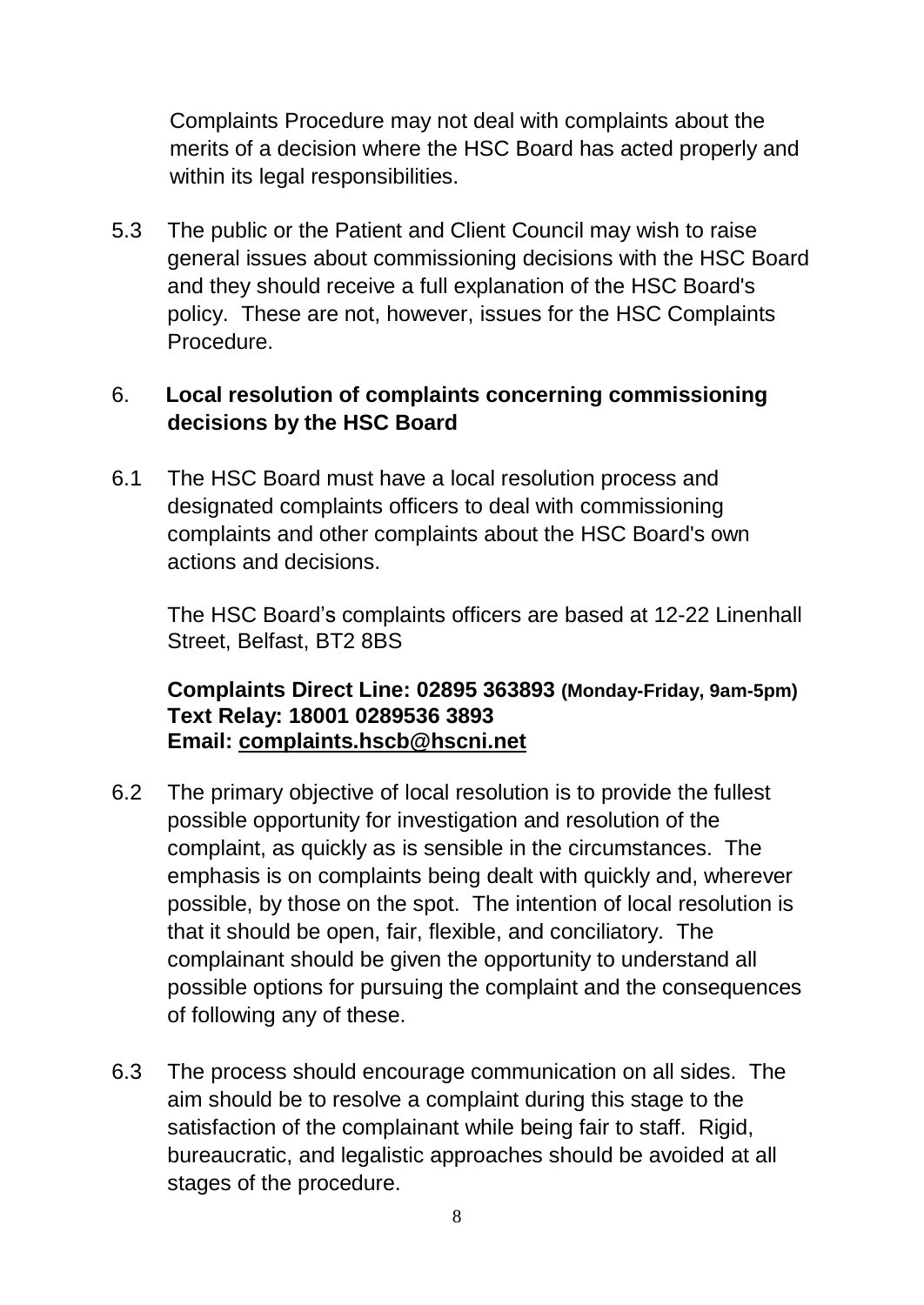Complaints Procedure may not deal with complaints about the merits of a decision where the HSC Board has acted properly and within its legal responsibilities.

5.3 The public or the Patient and Client Council may wish to raise general issues about commissioning decisions with the HSC Board and they should receive a full explanation of the HSC Board's policy. These are not, however, issues for the HSC Complaints Procedure.

## 6. Local resolution of complaints concerning commissioning decisions by the HSC Board

6.1 The HSC Board must have a local resolution process and designated complaints officers to deal with commissioning complaints and other complaints about the HSC Board's own actions and decisions.

The HSC Board's complaints officers are based at 12-22 Linenhall Street, Belfast, BT2 8BS

**Complaints Direct Line: 02895 363893 (Monday-Friday, 9am-5pm)**
**Text Relay: 18001 0289536 3893**
**Email: complaints.hscb@hscni.net**

6.2 The primary objective of local resolution is to provide the fullest possible opportunity for investigation and resolution of the complaint, as quickly as is sensible in the circumstances. The emphasis is on complaints being dealt with quickly and, wherever possible, by those on the spot. The intention of local resolution is that it should be open, fair, flexible, and conciliatory. The complainant should be given the opportunity to understand all possible options for pursuing the complaint and the consequences of following any of these.

6.3 The process should encourage communication on all sides. The aim should be to resolve a complaint during this stage to the satisfaction of the complainant while being fair to staff. Rigid, bureaucratic, and legalistic approaches should be avoided at all stages of the procedure.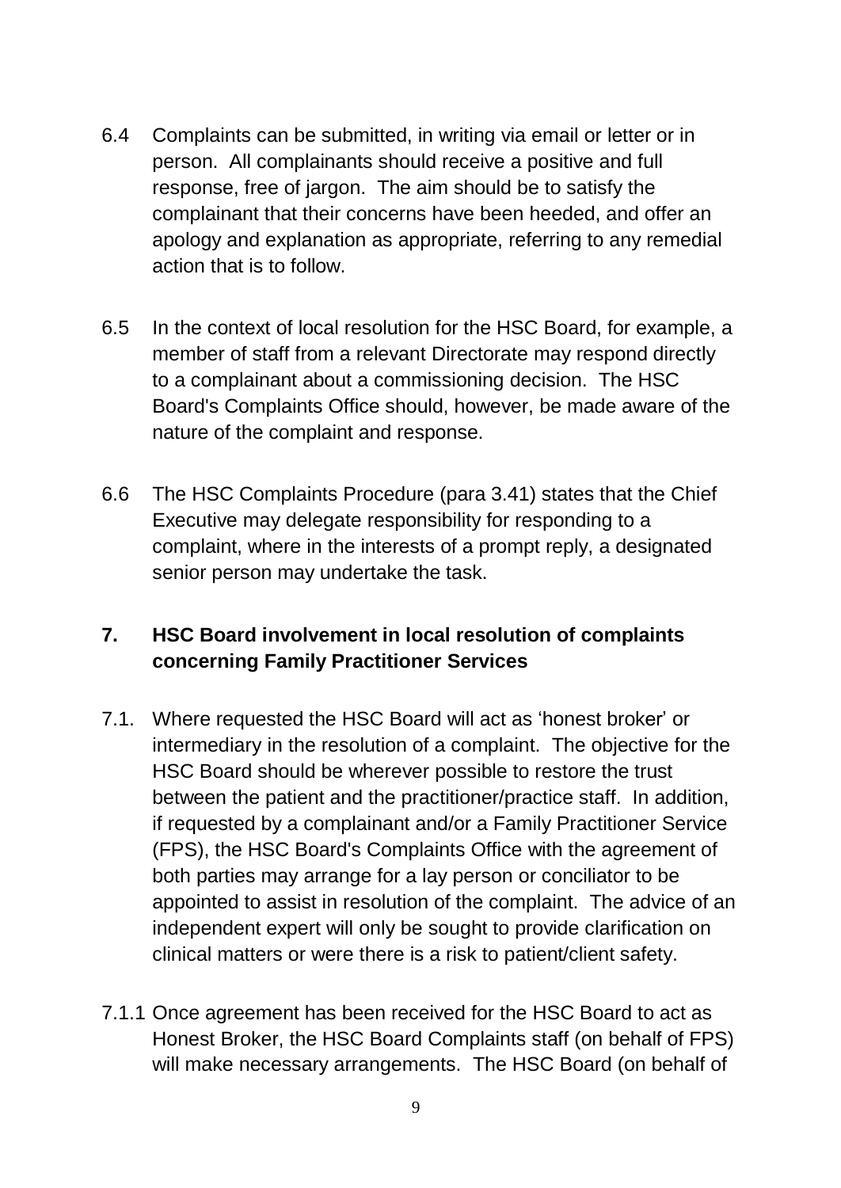6.4 Complaints can be submitted, in writing via email or letter or in person. All complainants should receive a positive and full response, free of jargon. The aim should be to satisfy the complainant that their concerns have been heeded, and offer an apology and explanation as appropriate, referring to any remedial action that is to follow.

6.5 In the context of local resolution for the HSC Board, for example, a member of staff from a relevant Directorate may respond directly to a complainant about a commissioning decision. The HSC Board's Complaints Office should, however, be made aware of the nature of the complaint and response.

6.6 The HSC Complaints Procedure (para 3.41) states that the Chief Executive may delegate responsibility for responding to a complaint, where in the interests of a prompt reply, a designated senior person may undertake the task.

## 7. HSC Board involvement in local resolution of complaints concerning Family Practitioner Services

7.1. Where requested the HSC Board will act as 'honest broker' or intermediary in the resolution of a complaint. The objective for the HSC Board should be wherever possible to restore the trust between the patient and the practitioner/practice staff. In addition, if requested by a complainant and/or a Family Practitioner Service (FPS), the HSC Board's Complaints Office with the agreement of both parties may arrange for a lay person or conciliator to be appointed to assist in resolution of the complaint. The advice of an independent expert will only be sought to provide clarification on clinical matters or were there is a risk to patient/client safety.

7.1.1 Once agreement has been received for the HSC Board to act as Honest Broker, the HSC Board Complaints staff (on behalf of FPS) will make necessary arrangements. The HSC Board (on behalf of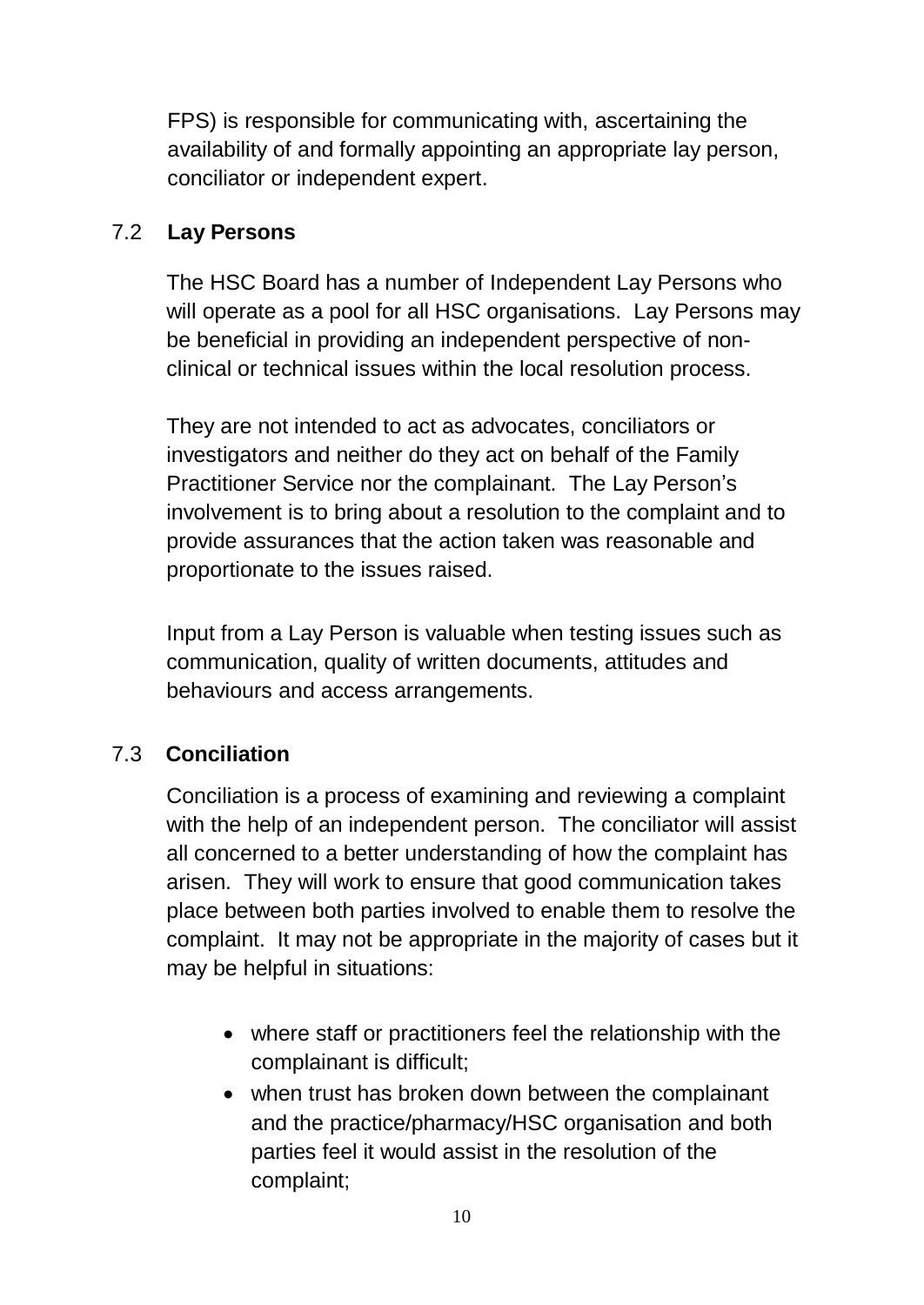FPS) is responsible for communicating with, ascertaining the availability of and formally appointing an appropriate lay person, conciliator or independent expert.

### 7.2 Lay Persons

The HSC Board has a number of Independent Lay Persons who will operate as a pool for all HSC organisations. Lay Persons may be beneficial in providing an independent perspective of non-clinical or technical issues within the local resolution process.

They are not intended to act as advocates, conciliators or investigators and neither do they act on behalf of the Family Practitioner Service nor the complainant. The Lay Person's involvement is to bring about a resolution to the complaint and to provide assurances that the action taken was reasonable and proportionate to the issues raised.

Input from a Lay Person is valuable when testing issues such as communication, quality of written documents, attitudes and behaviours and access arrangements.

### 7.3 Conciliation

Conciliation is a process of examining and reviewing a complaint with the help of an independent person. The conciliator will assist all concerned to a better understanding of how the complaint has arisen. They will work to ensure that good communication takes place between both parties involved to enable them to resolve the complaint. It may not be appropriate in the majority of cases but it may be helpful in situations:

- where staff or practitioners feel the relationship with the complainant is difficult;
- when trust has broken down between the complainant and the practice/pharmacy/HSC organisation and both parties feel it would assist in the resolution of the complaint;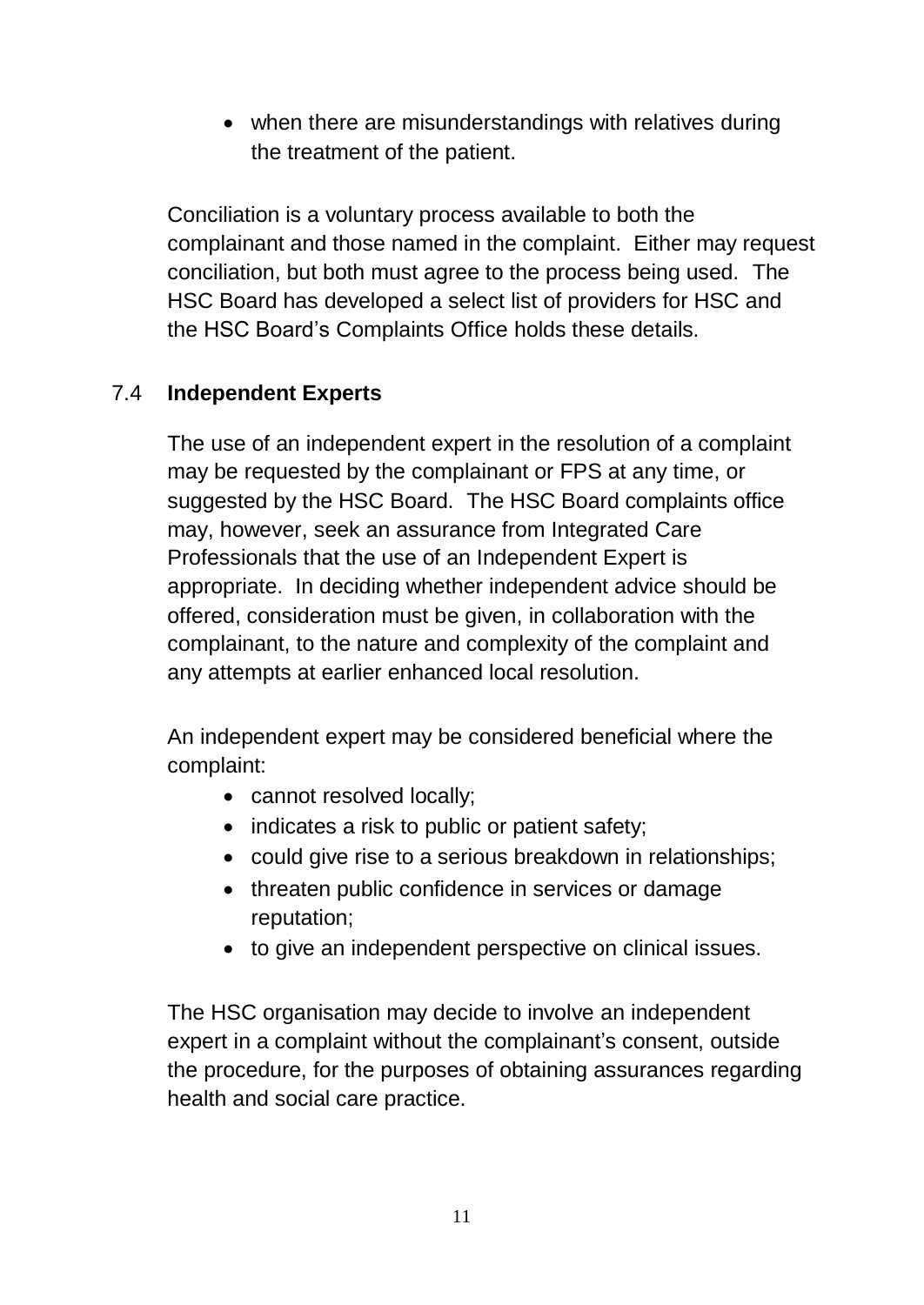- when there are misunderstandings with relatives during the treatment of the patient.

Conciliation is a voluntary process available to both the complainant and those named in the complaint. Either may request conciliation, but both must agree to the process being used. The HSC Board has developed a select list of providers for HSC and the HSC Board's Complaints Office holds these details.

## 7.4 Independent Experts

The use of an independent expert in the resolution of a complaint may be requested by the complainant or FPS at any time, or suggested by the HSC Board. The HSC Board complaints office may, however, seek an assurance from Integrated Care Professionals that the use of an Independent Expert is appropriate. In deciding whether independent advice should be offered, consideration must be given, in collaboration with the complainant, to the nature and complexity of the complaint and any attempts at earlier enhanced local resolution.

An independent expert may be considered beneficial where the complaint:

- cannot resolved locally;
- indicates a risk to public or patient safety;
- could give rise to a serious breakdown in relationships;
- threaten public confidence in services or damage reputation;
- to give an independent perspective on clinical issues.

The HSC organisation may decide to involve an independent expert in a complaint without the complainant's consent, outside the procedure, for the purposes of obtaining assurances regarding health and social care practice.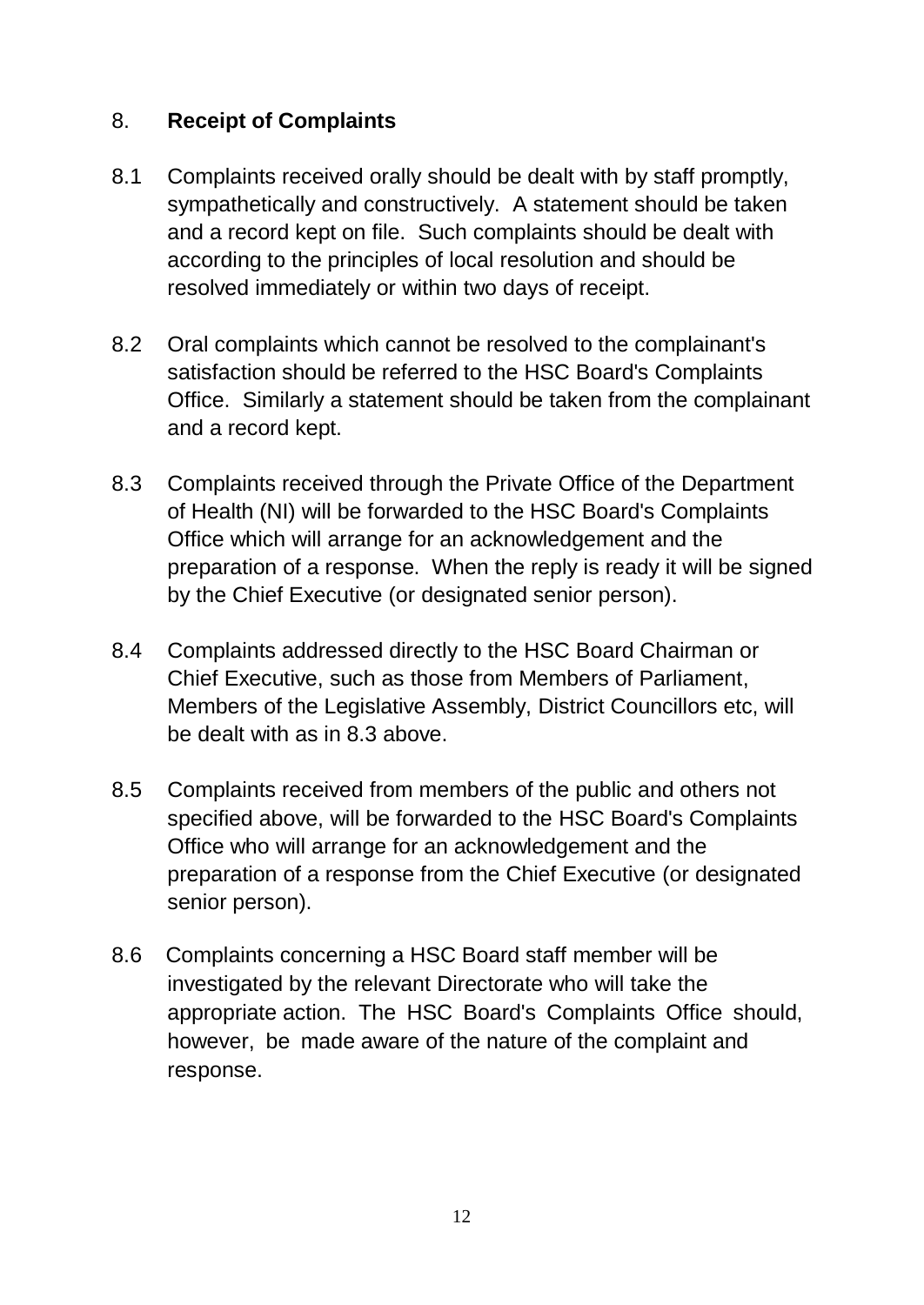## 8. Receipt of Complaints

8.1 Complaints received orally should be dealt with by staff promptly, sympathetically and constructively. A statement should be taken and a record kept on file. Such complaints should be dealt with according to the principles of local resolution and should be resolved immediately or within two days of receipt.

8.2 Oral complaints which cannot be resolved to the complainant's satisfaction should be referred to the HSC Board's Complaints Office. Similarly a statement should be taken from the complainant and a record kept.

8.3 Complaints received through the Private Office of the Department of Health (NI) will be forwarded to the HSC Board's Complaints Office which will arrange for an acknowledgement and the preparation of a response. When the reply is ready it will be signed by the Chief Executive (or designated senior person).

8.4 Complaints addressed directly to the HSC Board Chairman or Chief Executive, such as those from Members of Parliament, Members of the Legislative Assembly, District Councillors etc, will be dealt with as in 8.3 above.

8.5 Complaints received from members of the public and others not specified above, will be forwarded to the HSC Board's Complaints Office who will arrange for an acknowledgement and the preparation of a response from the Chief Executive (or designated senior person).

8.6 Complaints concerning a HSC Board staff member will be investigated by the relevant Directorate who will take the appropriate action. The HSC Board's Complaints Office should, however, be made aware of the nature of the complaint and response.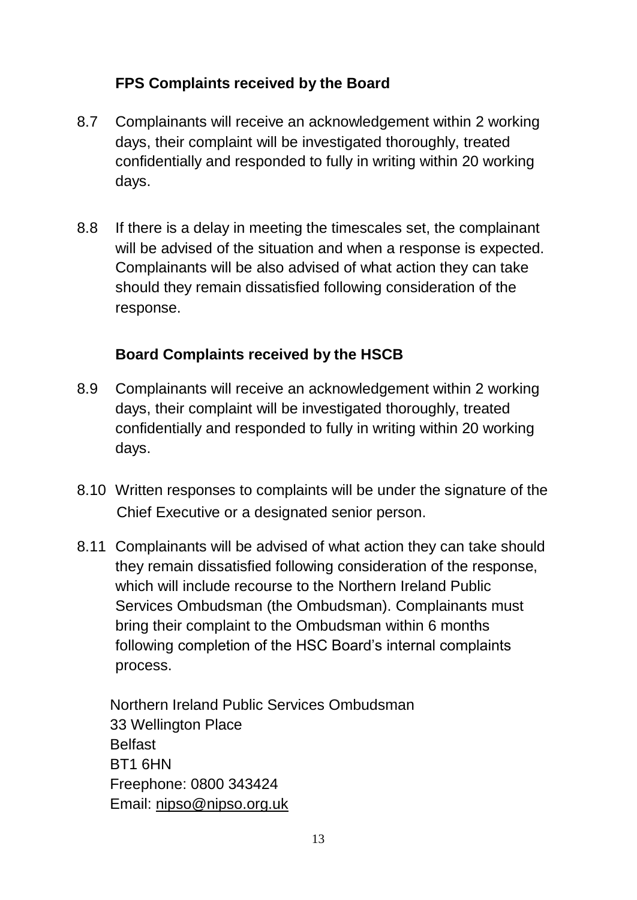### FPS Complaints received by the Board

8.7 Complainants will receive an acknowledgement within 2 working days, their complaint will be investigated thoroughly, treated confidentially and responded to fully in writing within 20 working days.

8.8 If there is a delay in meeting the timescales set, the complainant will be advised of the situation and when a response is expected. Complainants will be also advised of what action they can take should they remain dissatisfied following consideration of the response.

### Board Complaints received by the HSCB

8.9 Complainants will receive an acknowledgement within 2 working days, their complaint will be investigated thoroughly, treated confidentially and responded to fully in writing within 20 working days.

8.10 Written responses to complaints will be under the signature of the Chief Executive or a designated senior person.

8.11 Complainants will be advised of what action they can take should they remain dissatisfied following consideration of the response, which will include recourse to the Northern Ireland Public Services Ombudsman (the Ombudsman). Complainants must bring their complaint to the Ombudsman within 6 months following completion of the HSC Board's internal complaints process.

Northern Ireland Public Services Ombudsman
33 Wellington Place
Belfast
BT1 6HN
Freephone: 0800 343424
Email: nipso@nipso.org.uk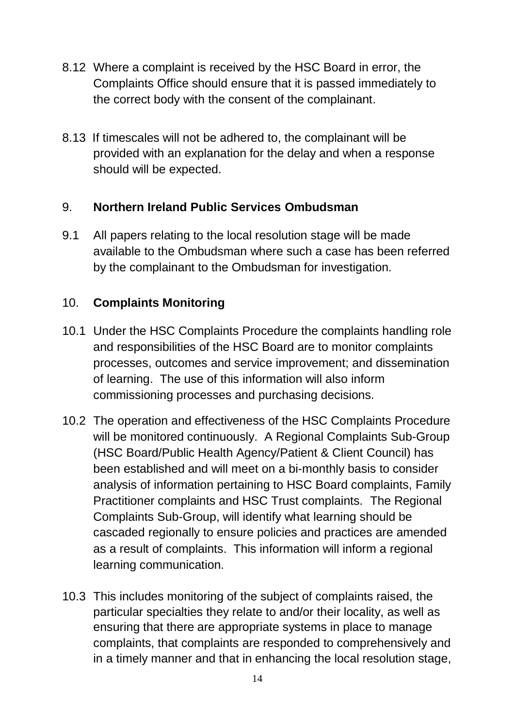8.12 Where a complaint is received by the HSC Board in error, the Complaints Office should ensure that it is passed immediately to the correct body with the consent of the complainant.

8.13 If timescales will not be adhered to, the complainant will be provided with an explanation for the delay and when a response should will be expected.

## 9. **Northern Ireland Public Services Ombudsman**

9.1 All papers relating to the local resolution stage will be made available to the Ombudsman where such a case has been referred by the complainant to the Ombudsman for investigation.

## 10. **Complaints Monitoring**

10.1 Under the HSC Complaints Procedure the complaints handling role and responsibilities of the HSC Board are to monitor complaints processes, outcomes and service improvement; and dissemination of learning. The use of this information will also inform commissioning processes and purchasing decisions.

10.2 The operation and effectiveness of the HSC Complaints Procedure will be monitored continuously. A Regional Complaints Sub-Group (HSC Board/Public Health Agency/Patient & Client Council) has been established and will meet on a bi-monthly basis to consider analysis of information pertaining to HSC Board complaints, Family Practitioner complaints and HSC Trust complaints. The Regional Complaints Sub-Group, will identify what learning should be cascaded regionally to ensure policies and practices are amended as a result of complaints. This information will inform a regional learning communication.

10.3 This includes monitoring of the subject of complaints raised, the particular specialties they relate to and/or their locality, as well as ensuring that there are appropriate systems in place to manage complaints, that complaints are responded to comprehensively and in a timely manner and that in enhancing the local resolution stage,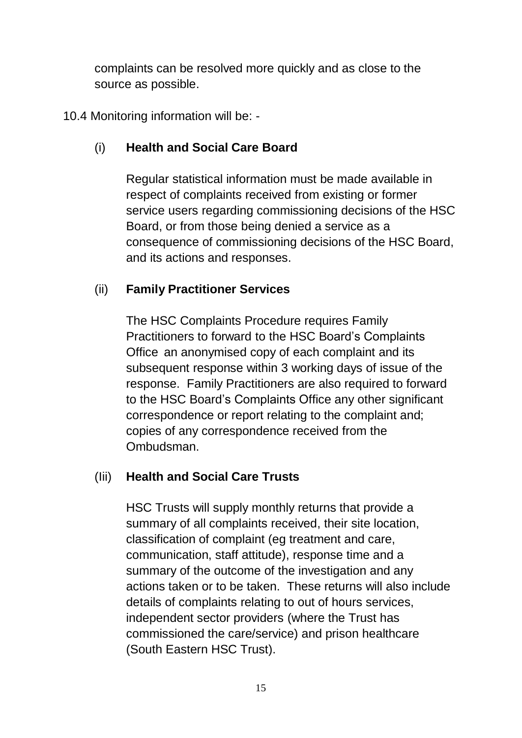complaints can be resolved more quickly and as close to the source as possible.

10.4 Monitoring information will be: -

(i) **Health and Social Care Board**

Regular statistical information must be made available in respect of complaints received from existing or former service users regarding commissioning decisions of the HSC Board, or from those being denied a service as a consequence of commissioning decisions of the HSC Board, and its actions and responses.

(ii) **Family Practitioner Services**

The HSC Complaints Procedure requires Family Practitioners to forward to the HSC Board's Complaints Office an anonymised copy of each complaint and its subsequent response within 3 working days of issue of the response. Family Practitioners are also required to forward to the HSC Board's Complaints Office any other significant correspondence or report relating to the complaint and; copies of any correspondence received from the Ombudsman.

(Iii) **Health and Social Care Trusts**

HSC Trusts will supply monthly returns that provide a summary of all complaints received, their site location, classification of complaint (eg treatment and care, communication, staff attitude), response time and a summary of the outcome of the investigation and any actions taken or to be taken. These returns will also include details of complaints relating to out of hours services, independent sector providers (where the Trust has commissioned the care/service) and prison healthcare (South Eastern HSC Trust).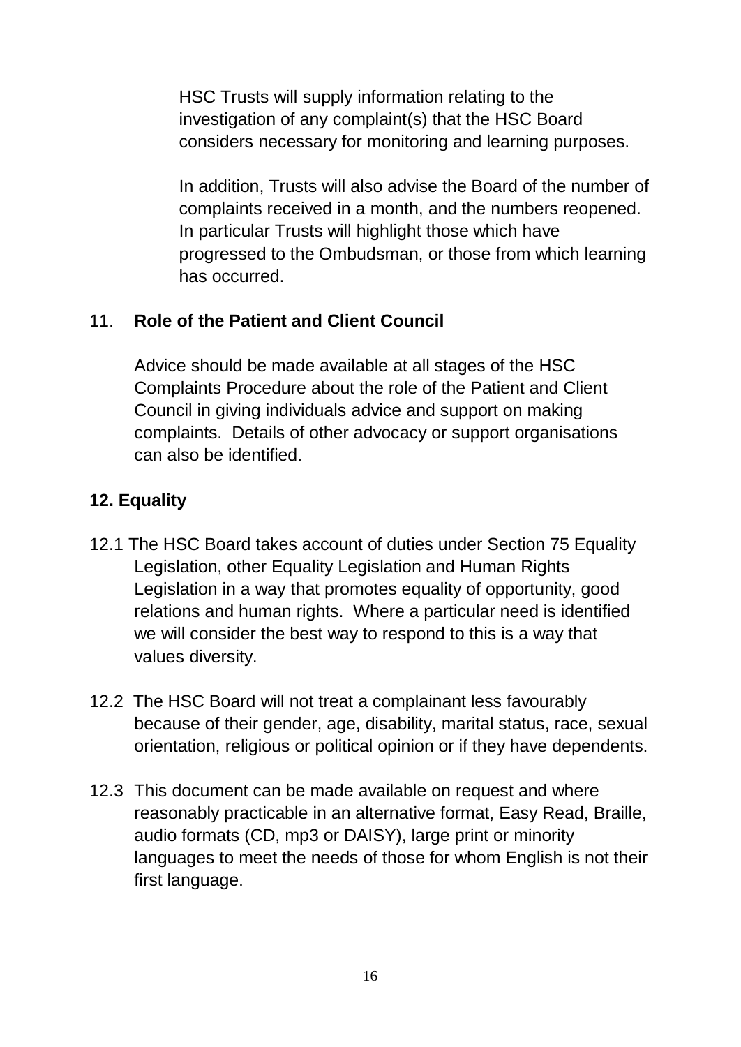HSC Trusts will supply information relating to the investigation of any complaint(s) that the HSC Board considers necessary for monitoring and learning purposes.

In addition, Trusts will also advise the Board of the number of complaints received in a month, and the numbers reopened. In particular Trusts will highlight those which have progressed to the Ombudsman, or those from which learning has occurred.

## 11. Role of the Patient and Client Council

Advice should be made available at all stages of the HSC Complaints Procedure about the role of the Patient and Client Council in giving individuals advice and support on making complaints. Details of other advocacy or support organisations can also be identified.

## 12. Equality

12.1 The HSC Board takes account of duties under Section 75 Equality Legislation, other Equality Legislation and Human Rights Legislation in a way that promotes equality of opportunity, good relations and human rights. Where a particular need is identified we will consider the best way to respond to this is a way that values diversity.

12.2 The HSC Board will not treat a complainant less favourably because of their gender, age, disability, marital status, race, sexual orientation, religious or political opinion or if they have dependents.

12.3 This document can be made available on request and where reasonably practicable in an alternative format, Easy Read, Braille, audio formats (CD, mp3 or DAISY), large print or minority languages to meet the needs of those for whom English is not their first language.